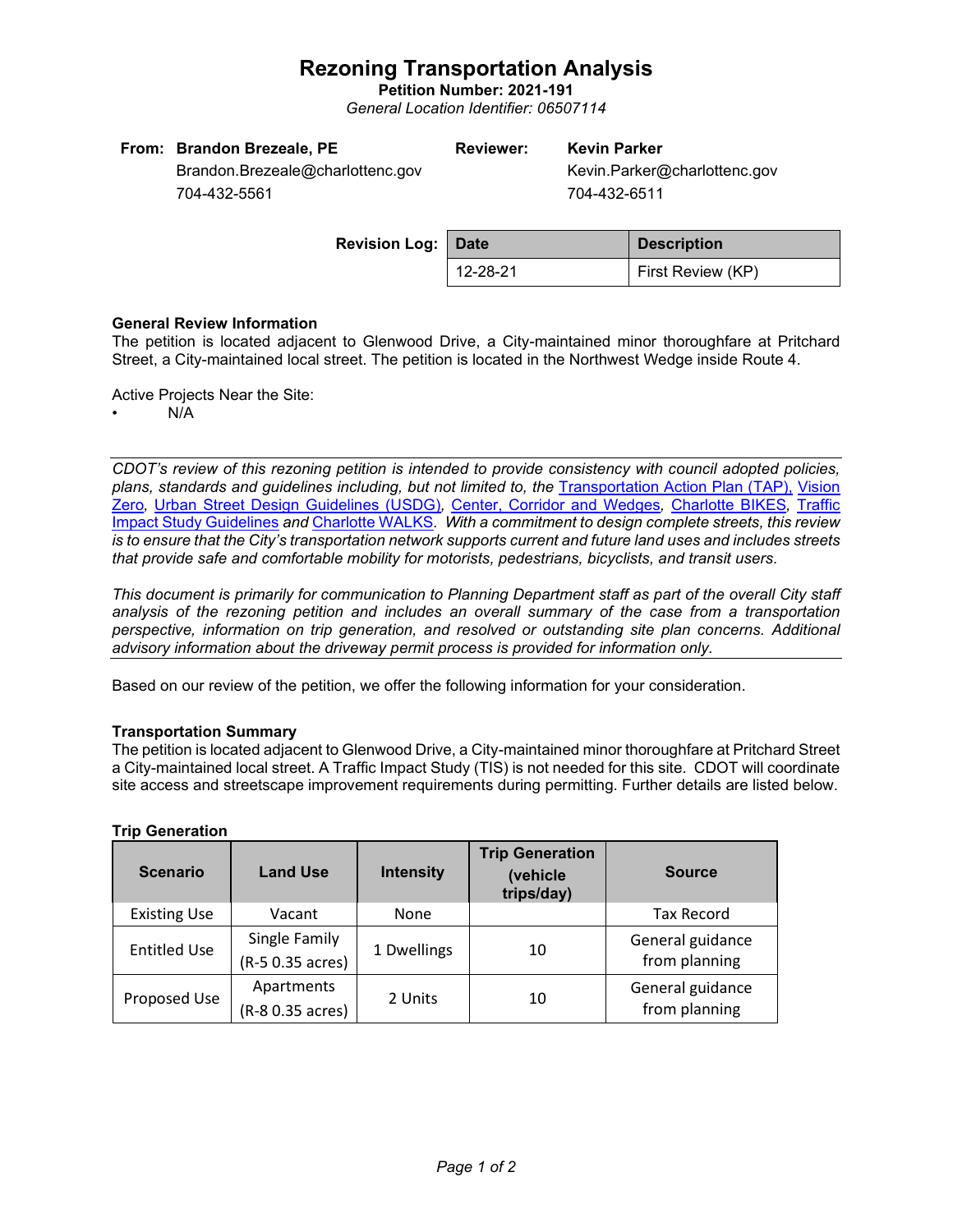# Rezoning Transportation Analysis

**Petition Number: 2021-191**

*General Location Identifier: 06507114*

| **From:** | **Brandon Brezeale, PE** | **Reviewer:** | **Kevin Parker** |
|---|---|---|---|
| | Brandon.Brezeale@charlottenc.gov | | Kevin.Parker@charlottenc.gov |
| | 704-432-5561 | | 704-432-6511 |

**Revision Log:**

| Date | Description |
|---|---|
| 12-28-21 | First Review (KP) |

**General Review Information**

The petition is located adjacent to Glenwood Drive, a City-maintained minor thoroughfare at Pritchard Street, a City-maintained local street. The petition is located in the Northwest Wedge inside Route 4.

Active Projects Near the Site:

- N/A

---

*CDOT's review of this rezoning petition is intended to provide consistency with council adopted policies, plans, standards and guidelines including, but not limited to, the* Transportation Action Plan (TAP), Vision Zero, Urban Street Design Guidelines (USDG), Center, Corridor and Wedges, Charlotte BIKES, Traffic Impact Study Guidelines *and* Charlotte WALKS. *With a commitment to design complete streets, this review is to ensure that the City's transportation network supports current and future land uses and includes streets that provide safe and comfortable mobility for motorists, pedestrians, bicyclists, and transit users.*

*This document is primarily for communication to Planning Department staff as part of the overall City staff analysis of the rezoning petition and includes an overall summary of the case from a transportation perspective, information on trip generation, and resolved or outstanding site plan concerns. Additional advisory information about the driveway permit process is provided for information only.*

---

Based on our review of the petition, we offer the following information for your consideration.

**Transportation Summary**

The petition is located adjacent to Glenwood Drive, a City-maintained minor thoroughfare at Pritchard Street a City-maintained local street. A Traffic Impact Study (TIS) is not needed for this site. CDOT will coordinate site access and streetscape improvement requirements during permitting. Further details are listed below.

**Trip Generation**

| Scenario | Land Use | Intensity | Trip Generation (vehicle trips/day) | Source |
|---|---|---|---|---|
| Existing Use | Vacant | None | | Tax Record |
| Entitled Use | Single Family (R-5 0.35 acres) | 1 Dwellings | 10 | General guidance from planning |
| Proposed Use | Apartments (R-8 0.35 acres) | 2 Units | 10 | General guidance from planning |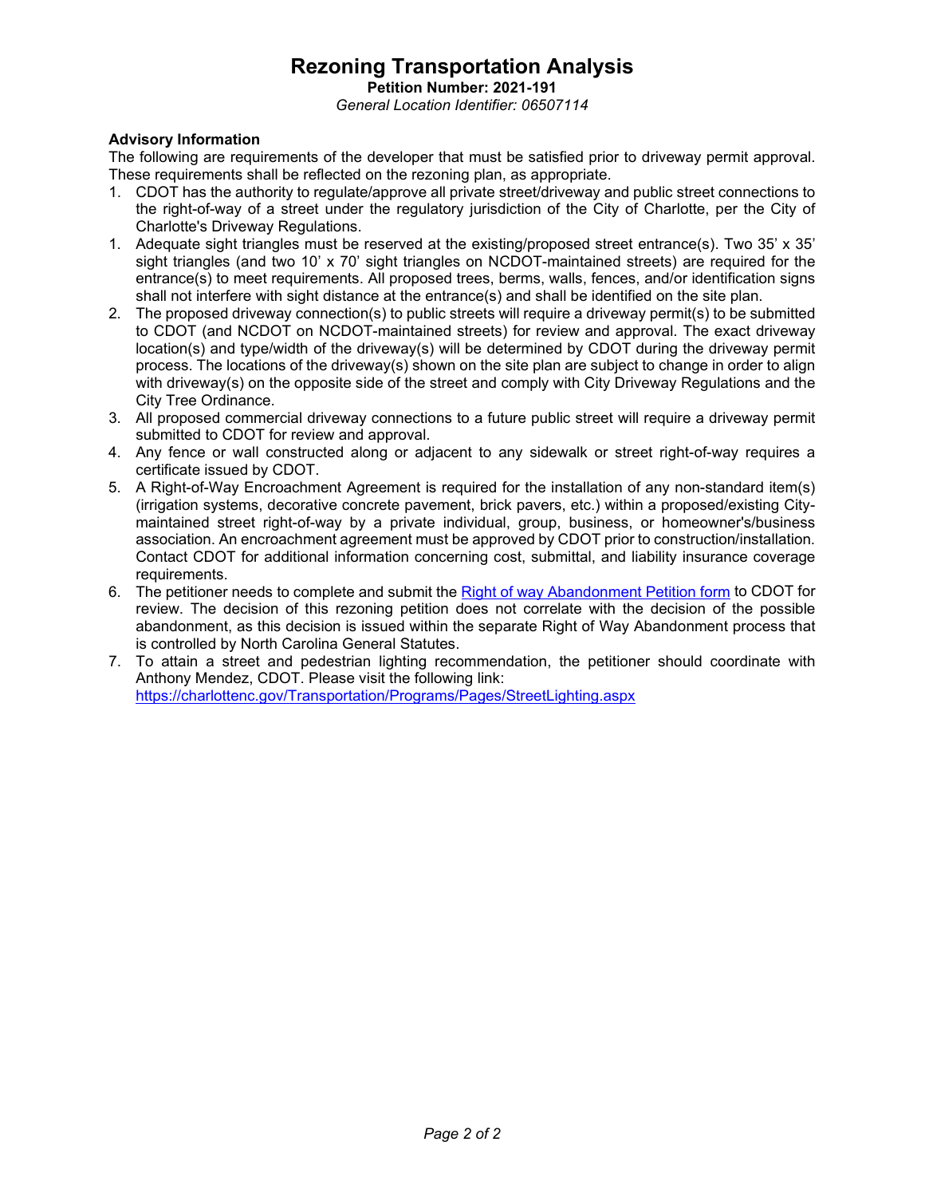# Rezoning Transportation Analysis

**Petition Number: 2021-191**

*General Location Identifier: 06507114*

**Advisory Information**

The following are requirements of the developer that must be satisfied prior to driveway permit approval. These requirements shall be reflected on the rezoning plan, as appropriate.

1. CDOT has the authority to regulate/approve all private street/driveway and public street connections to the right-of-way of a street under the regulatory jurisdiction of the City of Charlotte, per the City of Charlotte's Driveway Regulations.
1. Adequate sight triangles must be reserved at the existing/proposed street entrance(s). Two 35' x 35' sight triangles (and two 10' x 70' sight triangles on NCDOT-maintained streets) are required for the entrance(s) to meet requirements. All proposed trees, berms, walls, fences, and/or identification signs shall not interfere with sight distance at the entrance(s) and shall be identified on the site plan.
2. The proposed driveway connection(s) to public streets will require a driveway permit(s) to be submitted to CDOT (and NCDOT on NCDOT-maintained streets) for review and approval. The exact driveway location(s) and type/width of the driveway(s) will be determined by CDOT during the driveway permit process. The locations of the driveway(s) shown on the site plan are subject to change in order to align with driveway(s) on the opposite side of the street and comply with City Driveway Regulations and the City Tree Ordinance.
3. All proposed commercial driveway connections to a future public street will require a driveway permit submitted to CDOT for review and approval.
4. Any fence or wall constructed along or adjacent to any sidewalk or street right-of-way requires a certificate issued by CDOT.
5. A Right-of-Way Encroachment Agreement is required for the installation of any non-standard item(s) (irrigation systems, decorative concrete pavement, brick pavers, etc.) within a proposed/existing City-maintained street right-of-way by a private individual, group, business, or homeowner's/business association. An encroachment agreement must be approved by CDOT prior to construction/installation. Contact CDOT for additional information concerning cost, submittal, and liability insurance coverage requirements.
6. The petitioner needs to complete and submit the Right of way Abandonment Petition form to CDOT for review. The decision of this rezoning petition does not correlate with the decision of the possible abandonment, as this decision is issued within the separate Right of Way Abandonment process that is controlled by North Carolina General Statutes.
7. To attain a street and pedestrian lighting recommendation, the petitioner should coordinate with Anthony Mendez, CDOT. Please visit the following link: https://charlottenc.gov/Transportation/Programs/Pages/StreetLighting.aspx